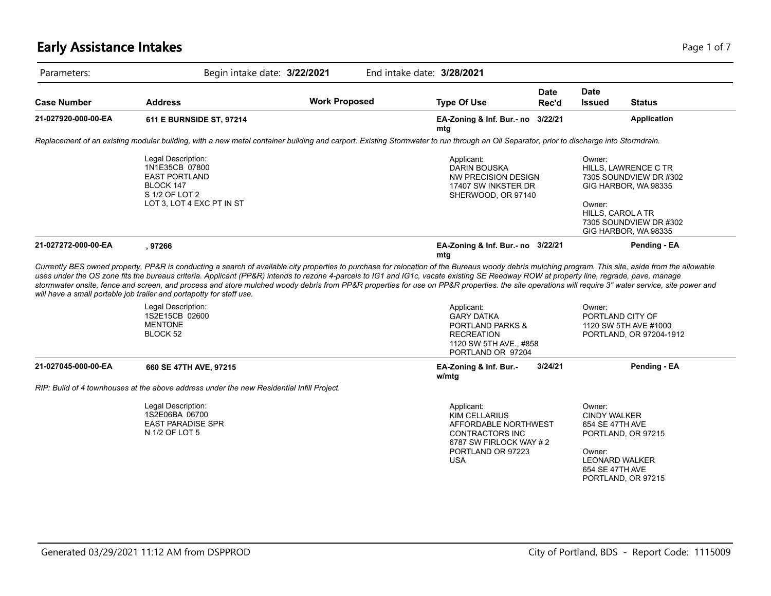# Early Assistance Intakes

Parameters: Begin intake date: **3/22/2021** End intake date: **3/28/2021**

| Case Number | Address | Work Proposed | Type Of Use | Date Rec'd | Date Issued | Status |
|---|---|---|---|---|---|---|
| **21-027920-000-00-EA** | **611 E BURNSIDE ST, 97214** | | **EA-Zoning & Inf. Bur.- no mtg** | **3/22/21** | | **Application** |

*Replacement of an existing modular building, with a new metal container building and carport. Existing Stormwater to run through an Oil Separator, prior to discharge into Stormdrain.*

Legal Description:
1N1E35CB 07800
EAST PORTLAND
BLOCK 147
S 1/2 OF LOT 2
LOT 3, LOT 4 EXC PT IN ST

Applicant:
DARIN BOUSKA
NW PRECISION DESIGN
17407 SW INKSTER DR
SHERWOOD, OR 97140

Owner:
HILLS, LAWRENCE C TR
7305 SOUNDVIEW DR #302
GIG HARBOR, WA 98335

Owner:
HILLS, CAROL A TR
7305 SOUNDVIEW DR #302
GIG HARBOR, WA 98335

| Case Number | Address | Work Proposed | Type Of Use | Date Rec'd | Date Issued | Status |
|---|---|---|---|---|---|---|
| **21-027272-000-00-EA** | **, 97266** | | **EA-Zoning & Inf. Bur.- no mtg** | **3/22/21** | | **Pending - EA** |

*Currently BES owned property, PP&R is conducting a search of available city properties to purchase for relocation of the Bureaus woody debris mulching program. This site, aside from the allowable uses under the OS zone fits the bureaus criteria. Applicant (PP&R) intends to rezone 4-parcels to IG1 and IG1c, vacate existing SE Reedway ROW at property line, regrade, pave, manage stormwater onsite, fence and screen, and process and store mulched woody debris from PP&R properties for use on PP&R properties. the site operations will require 3" water service, site power and will have a small portable job trailer and portapotty for staff use.*

Legal Description:
1S2E15CB 02600
MENTONE
BLOCK 52

Applicant:
GARY DATKA
PORTLAND PARKS & RECREATION
1120 SW 5TH AVE., #858
PORTLAND OR 97204

Owner:
PORTLAND CITY OF
1120 SW 5TH AVE #1000
PORTLAND, OR 97204-1912

| Case Number | Address | Work Proposed | Type Of Use | Date Rec'd | Date Issued | Status |
|---|---|---|---|---|---|---|
| **21-027045-000-00-EA** | **660 SE 47TH AVE, 97215** | | **EA-Zoning & Inf. Bur.- w/mtg** | **3/24/21** | | **Pending - EA** |

*RIP: Build of 4 townhouses at the above address under the new Residential Infill Project.*

Legal Description:
1S2E06BA 06700
EAST PARADISE SPR
N 1/2 OF LOT 5

Applicant:
KIM CELLARIUS
AFFORDABLE NORTHWEST CONTRACTORS INC
6787 SW FIRLOCK WAY # 2
PORTLAND OR 97223
USA

Owner:
CINDY WALKER
654 SE 47TH AVE
PORTLAND, OR 97215

Owner:
LEONARD WALKER
654 SE 47TH AVE
PORTLAND, OR 97215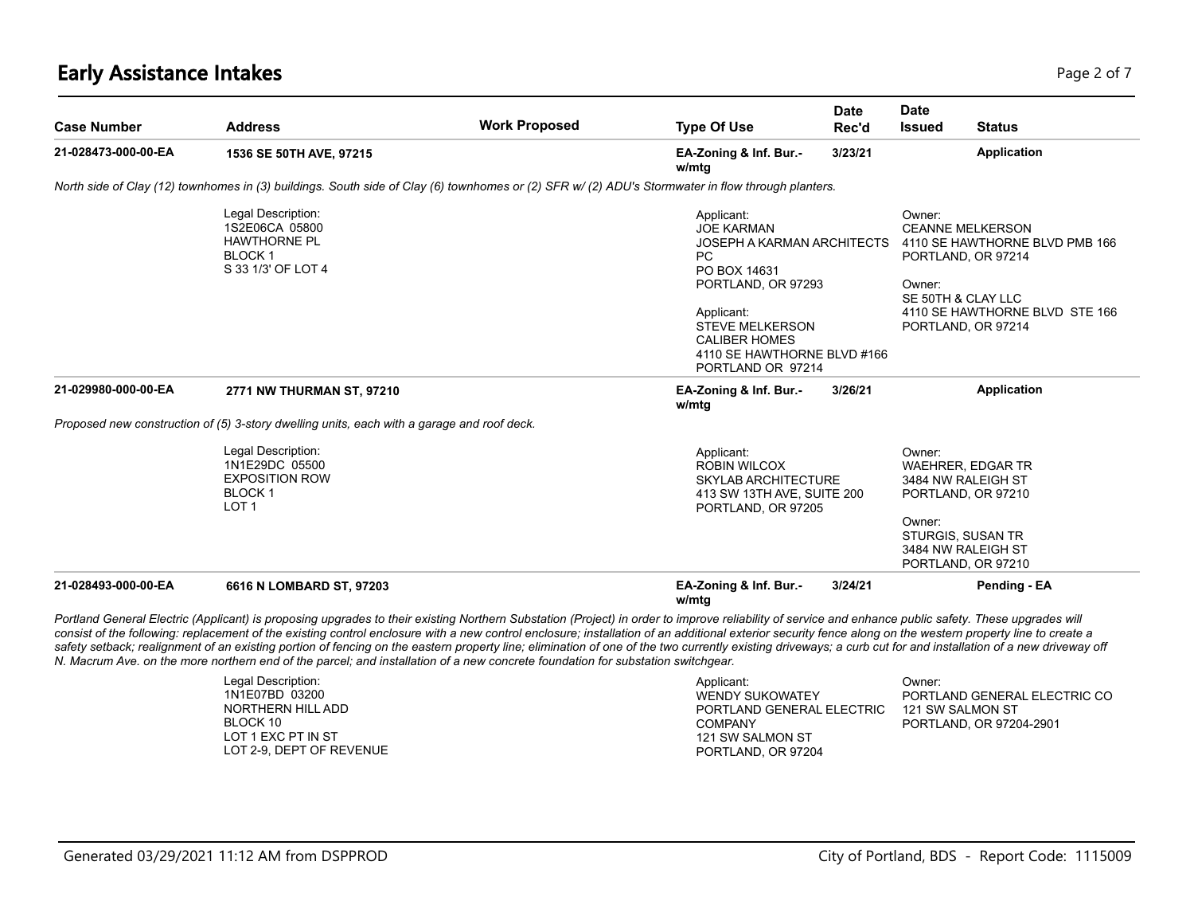# Early Assistance Intakes

| Case Number | Address | Work Proposed | Type Of Use | Date Rec'd | Date Issued | Status |
|---|---|---|---|---|---|---|
| 21-028473-000-00-EA | 1536 SE 50TH AVE, 97215 | | EA-Zoning & Inf. Bur.- w/mtg | 3/23/21 | | Application |

*North side of Clay (12) townhomes in (3) buildings. South side of Clay (6) townhomes or (2) SFR w/ (2) ADU's Stormwater in flow through planters.*

Legal Description:
1S2E06CA 05800
HAWTHORNE PL
BLOCK 1
S 33 1/3' OF LOT 4

Applicant:
JOE KARMAN
JOSEPH A KARMAN ARCHITECTS PC
PO BOX 14631
PORTLAND, OR 97293

Applicant:
STEVE MELKERSON
CALIBER HOMES
4110 SE HAWTHORNE BLVD #166
PORTLAND OR 97214

Owner:
CEANNE MELKERSON
4110 SE HAWTHORNE BLVD PMB 166
PORTLAND, OR 97214

Owner:
SE 50TH & CLAY LLC
4110 SE HAWTHORNE BLVD STE 166
PORTLAND, OR 97214

| Case Number | Address | Work Proposed | Type Of Use | Date Rec'd | Date Issued | Status |
|---|---|---|---|---|---|---|
| 21-029980-000-00-EA | 2771 NW THURMAN ST, 97210 | | EA-Zoning & Inf. Bur.- w/mtg | 3/26/21 | | Application |

*Proposed new construction of (5) 3-story dwelling units, each with a garage and roof deck.*

Legal Description:
1N1E29DC 05500
EXPOSITION ROW
BLOCK 1
LOT 1

Applicant:
ROBIN WILCOX
SKYLAB ARCHITECTURE
413 SW 13TH AVE, SUITE 200
PORTLAND, OR 97205

Owner:
WAEHRER, EDGAR TR
3484 NW RALEIGH ST
PORTLAND, OR 97210

Owner:
STURGIS, SUSAN TR
3484 NW RALEIGH ST
PORTLAND, OR 97210

| Case Number | Address | Work Proposed | Type Of Use | Date Rec'd | Date Issued | Status |
|---|---|---|---|---|---|---|
| 21-028493-000-00-EA | 6616 N LOMBARD ST, 97203 | | EA-Zoning & Inf. Bur.- w/mtg | 3/24/21 | | Pending - EA |

*Portland General Electric (Applicant) is proposing upgrades to their existing Northern Substation (Project) in order to improve reliability of service and enhance public safety. These upgrades will consist of the following: replacement of the existing control enclosure with a new control enclosure; installation of an additional exterior security fence along on the western property line to create a safety setback; realignment of an existing portion of fencing on the eastern property line; elimination of one of the two currently existing driveways; a curb cut for and installation of a new driveway off N. Macrum Ave. on the more northern end of the parcel; and installation of a new concrete foundation for substation switchgear.*

Legal Description:
1N1E07BD 03200
NORTHERN HILL ADD
BLOCK 10
LOT 1 EXC PT IN ST
LOT 2-9, DEPT OF REVENUE

Applicant:
WENDY SUKOWATEY
PORTLAND GENERAL ELECTRIC COMPANY
121 SW SALMON ST
PORTLAND, OR 97204

Owner:
PORTLAND GENERAL ELECTRIC CO
121 SW SALMON ST
PORTLAND, OR 97204-2901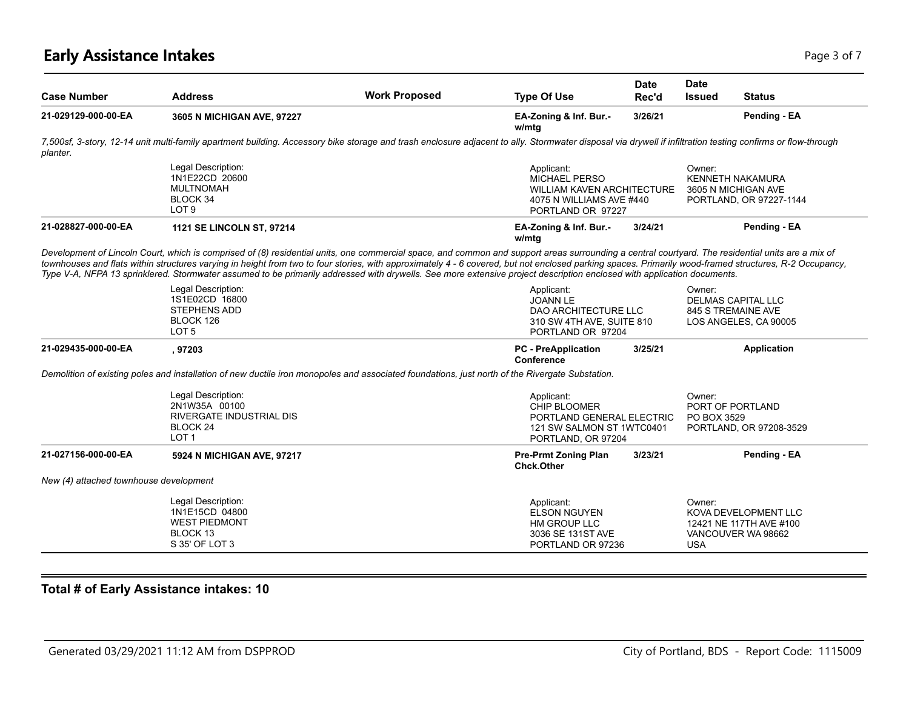# Early Assistance Intakes

| Case Number | Address | Work Proposed | Type Of Use | Date Rec'd | Date Issued | Status |
|---|---|---|---|---|---|---|
| 21-029129-000-00-EA | 3605 N MICHIGAN AVE, 97227 | | EA-Zoning & Inf. Bur.- w/mtg | 3/26/21 | | Pending - EA |

*7,500sf, 3-story, 12-14 unit multi-family apartment building. Accessory bike storage and trash enclosure adjacent to ally. Stormwater disposal via drywell if infiltration testing confirms or flow-through planter.*

| Legal Description | Applicant | Owner |
|---|---|---|
| 1N1E22CD 20600<br>MULTNOMAH<br>BLOCK 34<br>LOT 9 | MICHAEL PERSO<br>WILLIAM KAVEN ARCHITECTURE<br>4075 N WILLIAMS AVE #440<br>PORTLAND OR 97227 | KENNETH NAKAMURA<br>3605 N MICHIGAN AVE<br>PORTLAND, OR 97227-1144 |

| Case Number | Address | Work Proposed | Type Of Use | Date Rec'd | Date Issued | Status |
|---|---|---|---|---|---|---|
| 21-028827-000-00-EA | 1121 SE LINCOLN ST, 97214 | | EA-Zoning & Inf. Bur.- w/mtg | 3/24/21 | | Pending - EA |

*Development of Lincoln Court, which is comprised of (8) residential units, one commercial space, and common and support areas surrounding a central courtyard. The residential units are a mix of townhouses and flats within structures varying in height from two to four stories, with approximately 4 - 6 covered, but not enclosed parking spaces. Primarily wood-framed structures, R-2 Occupancy, Type V-A, NFPA 13 sprinklered. Stormwater assumed to be primarily addressed with drywells. See more extensive project description enclosed with application documents.*

| Legal Description | Applicant | Owner |
|---|---|---|
| 1S1E02CD 16800<br>STEPHENS ADD<br>BLOCK 126<br>LOT 5 | JOANN LE<br>DAO ARCHITECTURE LLC<br>310 SW 4TH AVE, SUITE 810<br>PORTLAND OR 97204 | DELMAS CAPITAL LLC<br>845 S TREMAINE AVE<br>LOS ANGELES, CA 90005 |

| Case Number | Address | Work Proposed | Type Of Use | Date Rec'd | Date Issued | Status |
|---|---|---|---|---|---|---|
| 21-029435-000-00-EA | , 97203 | | PC - PreApplication Conference | 3/25/21 | | Application |

*Demolition of existing poles and installation of new ductile iron monopoles and associated foundations, just north of the Rivergate Substation.*

| Legal Description | Applicant | Owner |
|---|---|---|
| 2N1W35A 00100<br>RIVERGATE INDUSTRIAL DIS<br>BLOCK 24<br>LOT 1 | CHIP BLOOMER<br>PORTLAND GENERAL ELECTRIC<br>121 SW SALMON ST 1WTC0401<br>PORTLAND, OR 97204 | PORT OF PORTLAND<br>PO BOX 3529<br>PORTLAND, OR 97208-3529 |

| Case Number | Address | Work Proposed | Type Of Use | Date Rec'd | Date Issued | Status |
|---|---|---|---|---|---|---|
| 21-027156-000-00-EA | 5924 N MICHIGAN AVE, 97217 | | Pre-Prmt Zoning Plan Chck.Other | 3/23/21 | | Pending - EA |

*New (4) attached townhouse development*

| Legal Description | Applicant | Owner |
|---|---|---|
| 1N1E15CD 04800<br>WEST PIEDMONT<br>BLOCK 13<br>S 35' OF LOT 3 | ELSON NGUYEN<br>HM GROUP LLC<br>3036 SE 131ST AVE<br>PORTLAND OR 97236 | KOVA DEVELOPMENT LLC<br>12421 NE 117TH AVE #100<br>VANCOUVER WA 98662<br>USA |

**Total # of Early Assistance intakes: 10**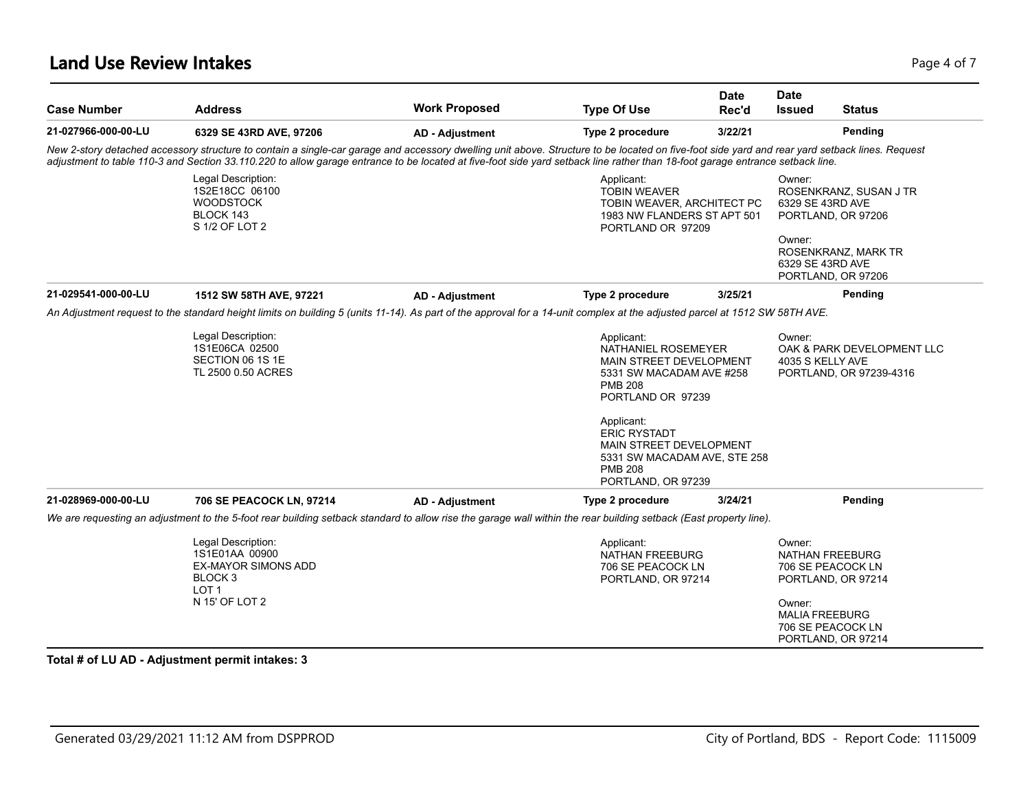# Land Use Review Intakes

| Case Number | Address | Work Proposed | Type Of Use | Date Rec'd | Date Issued | Status |
|---|---|---|---|---|---|---|
| **21-027966-000-00-LU** | **6329 SE 43RD AVE, 97206** | **AD - Adjustment** | **Type 2 procedure** | **3/22/21** | | **Pending** |

*New 2-story detached accessory structure to contain a single-car garage and accessory dwelling unit above. Structure to be located on five-foot side yard and rear yard setback lines. Request adjustment to table 110-3 and Section 33.110.220 to allow garage entrance to be located at five-foot side yard setback line rather than 18-foot garage entrance setback line.*

Legal Description:
1S2E18CC 06100
WOODSTOCK
BLOCK 143
S 1/2 OF LOT 2

Applicant:
TOBIN WEAVER
TOBIN WEAVER, ARCHITECT PC
1983 NW FLANDERS ST APT 501
PORTLAND OR 97209

Owner:
ROSENKRANZ, SUSAN J TR
6329 SE 43RD AVE
PORTLAND, OR 97206

Owner:
ROSENKRANZ, MARK TR
6329 SE 43RD AVE
PORTLAND, OR 97206

| Case Number | Address | Work Proposed | Type Of Use | Date Rec'd | Date Issued | Status |
|---|---|---|---|---|---|---|
| **21-029541-000-00-LU** | **1512 SW 58TH AVE, 97221** | **AD - Adjustment** | **Type 2 procedure** | **3/25/21** | | **Pending** |

*An Adjustment request to the standard height limits on building 5 (units 11-14). As part of the approval for a 14-unit complex at the adjusted parcel at 1512 SW 58TH AVE.*

Legal Description:
1S1E06CA 02500
SECTION 06 1S 1E
TL 2500 0.50 ACRES

Applicant:
NATHANIEL ROSEMEYER
MAIN STREET DEVELOPMENT
5331 SW MACADAM AVE #258
PMB 208
PORTLAND OR 97239

Applicant:
ERIC RYSTADT
MAIN STREET DEVELOPMENT
5331 SW MACADAM AVE, STE 258
PMB 208
PORTLAND, OR 97239

Owner:
OAK & PARK DEVELOPMENT LLC
4035 S KELLY AVE
PORTLAND, OR 97239-4316

| Case Number | Address | Work Proposed | Type Of Use | Date Rec'd | Date Issued | Status |
|---|---|---|---|---|---|---|
| **21-028969-000-00-LU** | **706 SE PEACOCK LN, 97214** | **AD - Adjustment** | **Type 2 procedure** | **3/24/21** | | **Pending** |

*We are requesting an adjustment to the 5-foot rear building setback standard to allow rise the garage wall within the rear building setback (East property line).*

Legal Description:
1S1E01AA 00900
EX-MAYOR SIMONS ADD
BLOCK 3
LOT 1
N 15' OF LOT 2

Applicant:
NATHAN FREEBURG
706 SE PEACOCK LN
PORTLAND, OR 97214

Owner:
NATHAN FREEBURG
706 SE PEACOCK LN
PORTLAND, OR 97214

Owner:
MALIA FREEBURG
706 SE PEACOCK LN
PORTLAND, OR 97214

**Total # of LU AD - Adjustment permit intakes: 3**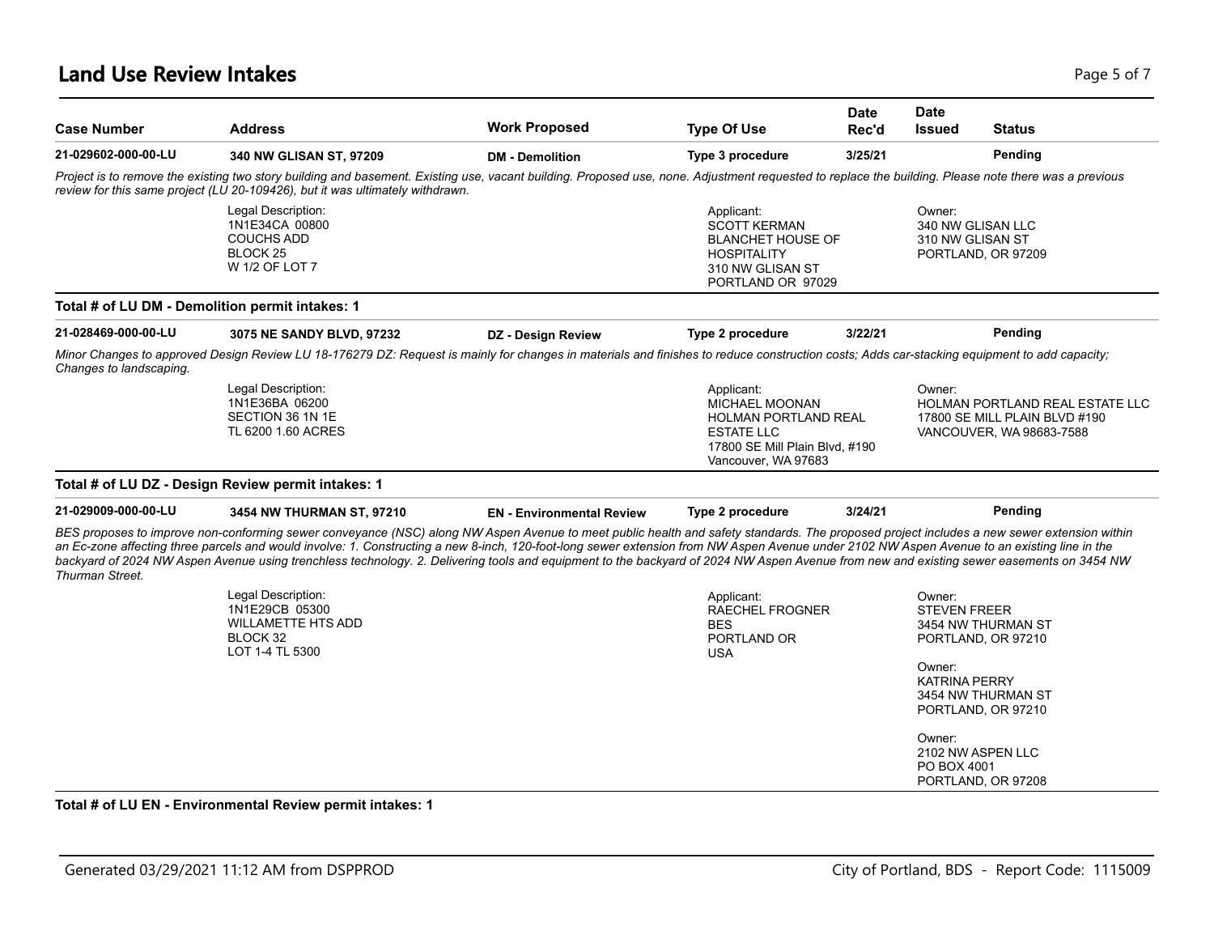# Land Use Review Intakes

| Case Number | Address | Work Proposed | Type Of Use | Date Rec'd | Date Issued | Status |
|---|---|---|---|---|---|---|
| **21-029602-000-00-LU** | **340 NW GLISAN ST, 97209** | **DM - Demolition** | **Type 3 procedure** | **3/25/21** | | **Pending** |

*Project is to remove the existing two story building and basement. Existing use, vacant building. Proposed use, none. Adjustment requested to replace the building. Please note there was a previous review for this same project (LU 20-109426), but it was ultimately withdrawn.*

Legal Description:
1N1E34CA 00800
COUCHS ADD
BLOCK 25
W 1/2 OF LOT 7

Applicant:
SCOTT KERMAN
BLANCHET HOUSE OF HOSPITALITY
310 NW GLISAN ST
PORTLAND OR 97029

Owner:
340 NW GLISAN LLC
310 NW GLISAN ST
PORTLAND, OR 97209

**Total # of LU DM - Demolition permit intakes: 1**

| Case Number | Address | Work Proposed | Type Of Use | Date Rec'd | Date Issued | Status |
|---|---|---|---|---|---|---|
| **21-028469-000-00-LU** | **3075 NE SANDY BLVD, 97232** | **DZ - Design Review** | **Type 2 procedure** | **3/22/21** | | **Pending** |

*Minor Changes to approved Design Review LU 18-176279 DZ: Request is mainly for changes in materials and finishes to reduce construction costs; Adds car-stacking equipment to add capacity; Changes to landscaping.*

Legal Description:
1N1E36BA 06200
SECTION 36 1N 1E
TL 6200 1.60 ACRES

Applicant:
MICHAEL MOONAN
HOLMAN PORTLAND REAL ESTATE LLC
17800 SE Mill Plain Blvd, #190
Vancouver, WA 97683

Owner:
HOLMAN PORTLAND REAL ESTATE LLC
17800 SE MILL PLAIN BLVD #190
VANCOUVER, WA 98683-7588

**Total # of LU DZ - Design Review permit intakes: 1**

| Case Number | Address | Work Proposed | Type Of Use | Date Rec'd | Date Issued | Status |
|---|---|---|---|---|---|---|
| **21-029009-000-00-LU** | **3454 NW THURMAN ST, 97210** | **EN - Environmental Review** | **Type 2 procedure** | **3/24/21** | | **Pending** |

*BES proposes to improve non-conforming sewer conveyance (NSC) along NW Aspen Avenue to meet public health and safety standards. The proposed project includes a new sewer extension within an Ec-zone affecting three parcels and would involve: 1. Constructing a new 8-inch, 120-foot-long sewer extension from NW Aspen Avenue under 2102 NW Aspen Avenue to an existing line in the backyard of 2024 NW Aspen Avenue using trenchless technology. 2. Delivering tools and equipment to the backyard of 2024 NW Aspen Avenue from new and existing sewer easements on 3454 NW Thurman Street.*

Legal Description:
1N1E29CB 05300
WILLAMETTE HTS ADD
BLOCK 32
LOT 1-4 TL 5300

Applicant:
RAECHEL FROGNER
BES
PORTLAND OR
USA

Owner:
STEVEN FREER
3454 NW THURMAN ST
PORTLAND, OR 97210

Owner:
KATRINA PERRY
3454 NW THURMAN ST
PORTLAND, OR 97210

Owner:
2102 NW ASPEN LLC
PO BOX 4001
PORTLAND, OR 97208

**Total # of LU EN - Environmental Review permit intakes: 1**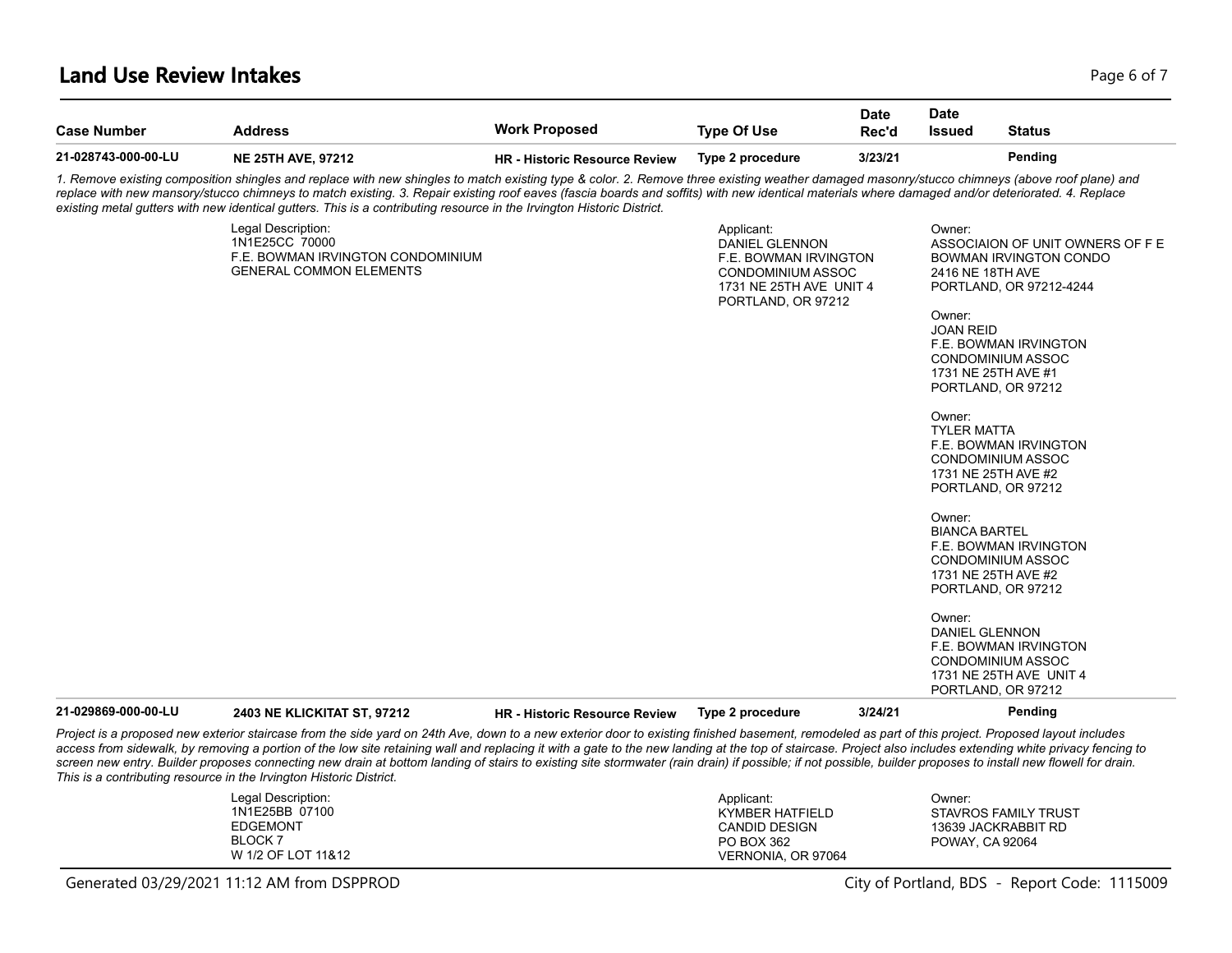## Land Use Review Intakes

| Case Number | Address | Work Proposed | Type Of Use | Date Rec'd | Date Issued | Status |
|---|---|---|---|---|---|---|
| 21-028743-000-00-LU | NE 25TH AVE, 97212 | HR - Historic Resource Review | Type 2 procedure | 3/23/21 | | Pending |

*1. Remove existing composition shingles and replace with new shingles to match existing type & color. 2. Remove three existing weather damaged masonry/stucco chimneys (above roof plane) and replace with new mansory/stucco chimneys to match existing. 3. Repair existing roof eaves (fascia boards and soffits) with new identical materials where damaged and/or deteriorated. 4. Replace existing metal gutters with new identical gutters. This is a contributing resource in the Irvington Historic District.*

Legal Description:
1N1E25CC 70000
F.E. BOWMAN IRVINGTON CONDOMINIUM
GENERAL COMMON ELEMENTS

Applicant:
DANIEL GLENNON
F.E. BOWMAN IRVINGTON
CONDOMINIUM ASSOC
1731 NE 25TH AVE UNIT 4
PORTLAND, OR 97212

Owner:
ASSOCIAION OF UNIT OWNERS OF F E
BOWMAN IRVINGTON CONDO
2416 NE 18TH AVE
PORTLAND, OR 97212-4244

Owner:
JOAN REID
F.E. BOWMAN IRVINGTON
CONDOMINIUM ASSOC
1731 NE 25TH AVE #1
PORTLAND, OR 97212

Owner:
TYLER MATTA
F.E. BOWMAN IRVINGTON
CONDOMINIUM ASSOC
1731 NE 25TH AVE #2
PORTLAND, OR 97212

Owner:
BIANCA BARTEL
F.E. BOWMAN IRVINGTON
CONDOMINIUM ASSOC
1731 NE 25TH AVE #2
PORTLAND, OR 97212

Owner:
DANIEL GLENNON
F.E. BOWMAN IRVINGTON
CONDOMINIUM ASSOC
1731 NE 25TH AVE UNIT 4
PORTLAND, OR 97212

| Case Number | Address | Work Proposed | Type Of Use | Date Rec'd | Date Issued | Status |
|---|---|---|---|---|---|---|
| 21-029869-000-00-LU | 2403 NE KLICKITAT ST, 97212 | HR - Historic Resource Review | Type 2 procedure | 3/24/21 | | Pending |

*Project is a proposed new exterior staircase from the side yard on 24th Ave, down to a new exterior door to existing finished basement, remodeled as part of this project. Proposed layout includes access from sidewalk, by removing a portion of the low site retaining wall and replacing it with a gate to the new landing at the top of staircase. Project also includes extending white privacy fencing to screen new entry. Builder proposes connecting new drain at bottom landing of stairs to existing site stormwater (rain drain) if possible; if not possible, builder proposes to install new flowell for drain. This is a contributing resource in the Irvington Historic District.*

Legal Description:
1N1E25BB 07100
EDGEMONT
BLOCK 7
W 1/2 OF LOT 11&12

Applicant:
KYMBER HATFIELD
CANDID DESIGN
PO BOX 362
VERNONIA, OR 97064

Owner:
STAVROS FAMILY TRUST
13639 JACKRABBIT RD
POWAY, CA 92064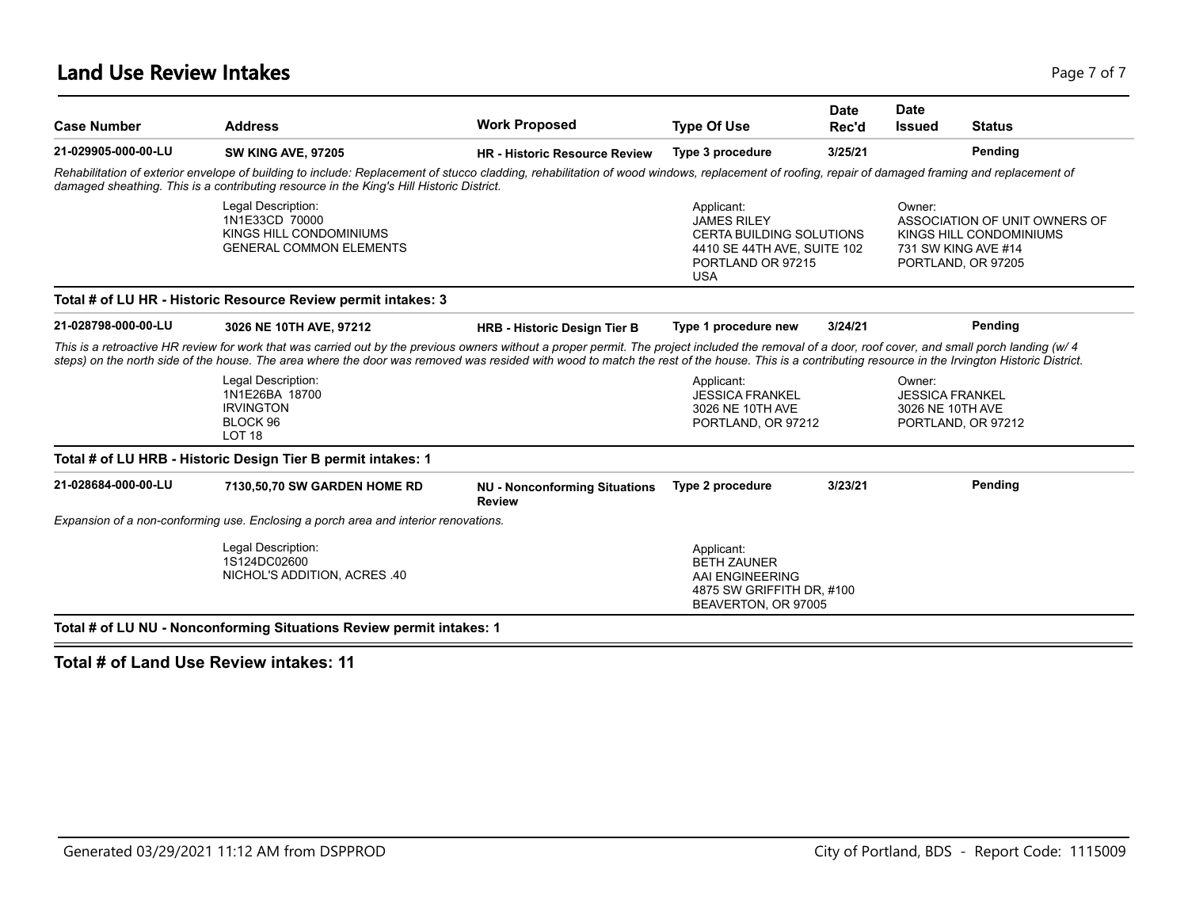# Land Use Review Intakes

| Case Number | Address | Work Proposed | Type Of Use | Date Rec'd | Date Issued | Status |
|---|---|---|---|---|---|---|
| **21-029905-000-00-LU** | **SW KING AVE, 97205** | **HR - Historic Resource Review** | **Type 3 procedure** | **3/25/21** | | **Pending** |

*Rehabilitation of exterior envelope of building to include: Replacement of stucco cladding, rehabilitation of wood windows, replacement of roofing, repair of damaged framing and replacement of damaged sheathing. This is a contributing resource in the King's Hill Historic District.*

Legal Description:
1N1E33CD 70000
KINGS HILL CONDOMINIUMS
GENERAL COMMON ELEMENTS

Applicant:
JAMES RILEY
CERTA BUILDING SOLUTIONS
4410 SE 44TH AVE, SUITE 102
PORTLAND OR 97215
USA

Owner:
ASSOCIATION OF UNIT OWNERS OF KINGS HILL CONDOMINIUMS
731 SW KING AVE #14
PORTLAND, OR 97205

**Total # of LU HR - Historic Resource Review permit intakes: 3**

| Case Number | Address | Work Proposed | Type Of Use | Date Rec'd | Date Issued | Status |
|---|---|---|---|---|---|---|
| **21-028798-000-00-LU** | **3026 NE 10TH AVE, 97212** | **HRB - Historic Design Tier B** | **Type 1 procedure new** | **3/24/21** | | **Pending** |

*This is a retroactive HR review for work that was carried out by the previous owners without a proper permit. The project included the removal of a door, roof cover, and small porch landing (w/ 4 steps) on the north side of the house. The area where the door was removed was resided with wood to match the rest of the house. This is a contributing resource in the Irvington Historic District.*

Legal Description:
1N1E26BA 18700
IRVINGTON
BLOCK 96
LOT 18

Applicant:
JESSICA FRANKEL
3026 NE 10TH AVE
PORTLAND, OR 97212

Owner:
JESSICA FRANKEL
3026 NE 10TH AVE
PORTLAND, OR 97212

**Total # of LU HRB - Historic Design Tier B permit intakes: 1**

| Case Number | Address | Work Proposed | Type Of Use | Date Rec'd | Date Issued | Status |
|---|---|---|---|---|---|---|
| **21-028684-000-00-LU** | **7130,50,70 SW GARDEN HOME RD** | **NU - Nonconforming Situations Review** | **Type 2 procedure** | **3/23/21** | | **Pending** |

*Expansion of a non-conforming use. Enclosing a porch area and interior renovations.*

Legal Description:
1S124DC02600
NICHOL'S ADDITION, ACRES .40

Applicant:
BETH ZAUNER
AAI ENGINEERING
4875 SW GRIFFITH DR, #100
BEAVERTON, OR 97005

**Total # of LU NU - Nonconforming Situations Review permit intakes: 1**

**Total # of Land Use Review intakes: 11**